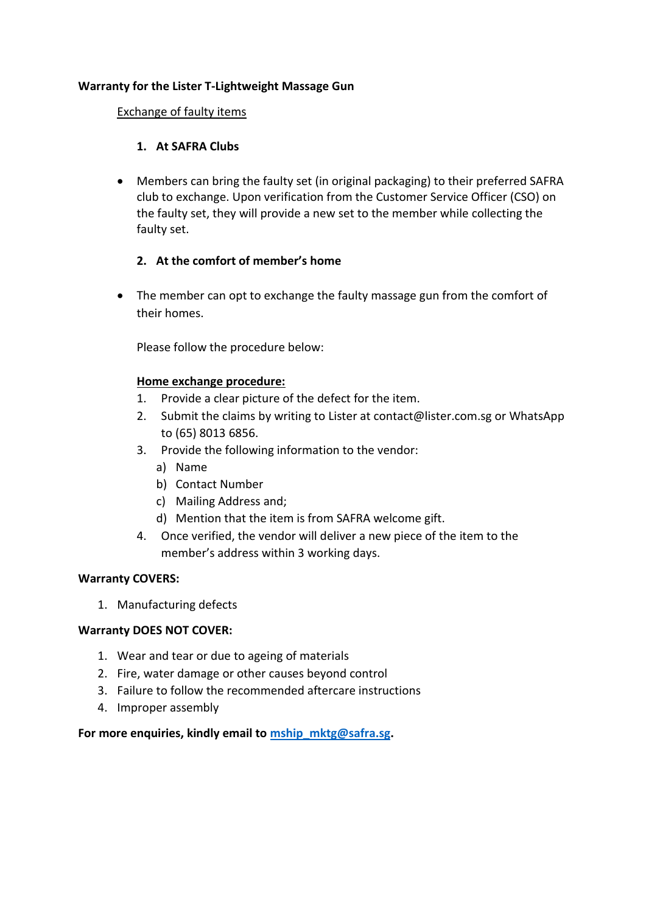**Warranty for the Lister T-Lightweight Massage Gun**

Exchange of faulty items

**1. At SAFRA Clubs**

- Members can bring the faulty set (in original packaging) to their preferred SAFRA club to exchange. Upon verification from the Customer Service Officer (CSO) on the faulty set, they will provide a new set to the member while collecting the faulty set.

**2. At the comfort of member's home**

- The member can opt to exchange the faulty massage gun from the comfort of their homes.

  Please follow the procedure below:

  **Home exchange procedure:**

  1. Provide a clear picture of the defect for the item.
  2. Submit the claims by writing to Lister at contact@lister.com.sg or WhatsApp to (65) 8013 6856.
  3. Provide the following information to the vendor:
     a) Name
     b) Contact Number
     c) Mailing Address and;
     d) Mention that the item is from SAFRA welcome gift.
  4. Once verified, the vendor will deliver a new piece of the item to the member's address within 3 working days.

**Warranty COVERS:**

1. Manufacturing defects

**Warranty DOES NOT COVER:**

1. Wear and tear or due to ageing of materials
2. Fire, water damage or other causes beyond control
3. Failure to follow the recommended aftercare instructions
4. Improper assembly

**For more enquiries, kindly email to mship_mktg@safra.sg.**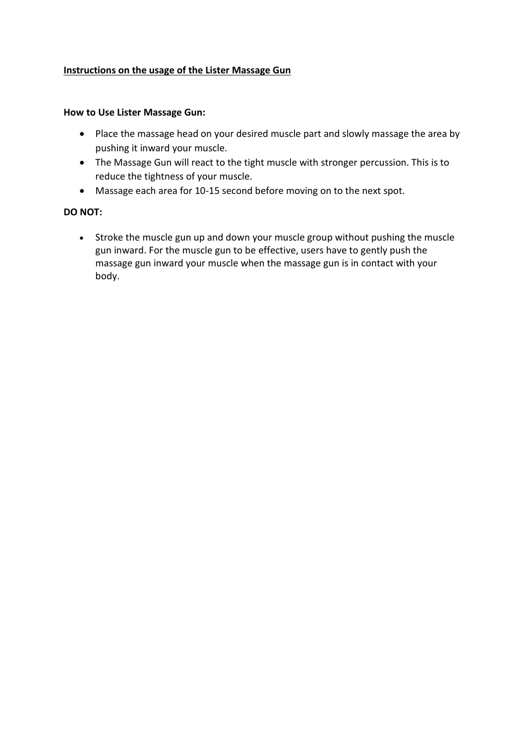**Instructions on the usage of the Lister Massage Gun**

**How to Use Lister Massage Gun:**

- Place the massage head on your desired muscle part and slowly massage the area by pushing it inward your muscle.
- The Massage Gun will react to the tight muscle with stronger percussion. This is to reduce the tightness of your muscle.
- Massage each area for 10-15 second before moving on to the next spot.

**DO NOT:**

- Stroke the muscle gun up and down your muscle group without pushing the muscle gun inward. For the muscle gun to be effective, users have to gently push the massage gun inward your muscle when the massage gun is in contact with your body.